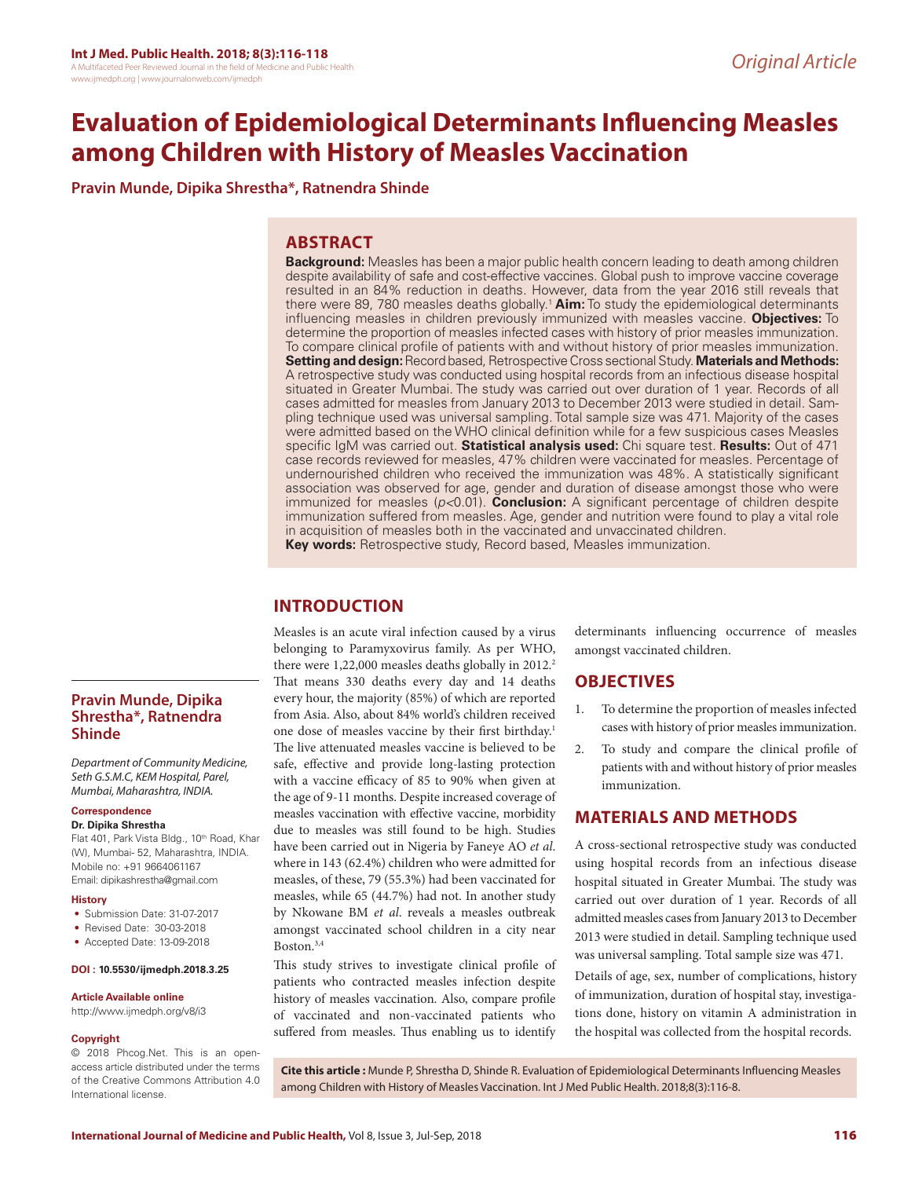Original Article

# Evaluation of Epidemiological Determinants Influencing Measles among Children with History of Measles Vaccination

**Pravin Munde, Dipika Shrestha*, Ratnendra Shinde**

## ABSTRACT

**Background:** Measles has been a major public health concern leading to death among children despite availability of safe and cost-effective vaccines. Global push to improve vaccine coverage resulted in an 84% reduction in deaths. However, data from the year 2016 still reveals that there were 89, 780 measles deaths globally.[1] **Aim:** To study the epidemiological determinants influencing measles in children previously immunized with measles vaccine. **Objectives:** To determine the proportion of measles infected cases with history of prior measles immunization. To compare clinical profile of patients with and without history of prior measles immunization. **Setting and design:** Record based, Retrospective Cross sectional Study. **Materials and Methods:** A retrospective study was conducted using hospital records from an infectious disease hospital situated in Greater Mumbai. The study was carried out over duration of 1 year. Records of all cases admitted for measles from January 2013 to December 2013 were studied in detail. Sampling technique used was universal sampling. Total sample size was 471. Majority of the cases were admitted based on the WHO clinical definition while for a few suspicious cases Measles specific IgM was carried out. **Statistical analysis used:** Chi square test. **Results:** Out of 471 case records reviewed for measles, 47% children were vaccinated for measles. Percentage of undernourished children who received the immunization was 48%. A statistically significant association was observed for age, gender and duration of disease amongst those who were immunized for measles ($p<0.01$). **Conclusion:** A significant percentage of children despite immunization suffered from measles. Age, gender and nutrition were found to play a vital role in acquisition of measles both in the vaccinated and unvaccinated children.

**Key words:** Retrospective study, Record based, Measles immunization.

**Pravin Munde, Dipika Shrestha*, Ratnendra Shinde**

*Department of Community Medicine, Seth G.S.M.C, KEM Hospital, Parel, Mumbai, Maharashtra, INDIA.*

**Correspondence**

**Dr. Dipika Shrestha**

Flat 401, Park Vista Bldg., 10th Road, Khar (W), Mumbai- 52, Maharashtra, INDIA.

Mobile no: +91 9664061167

Email: dipikashrestha@gmail.com

**History**

- Submission Date: 31-07-2017
- Revised Date: 30-03-2018
- Accepted Date: 13-09-2018

**DOI : 10.5530/ijmedph.2018.3.25**

**Article Available online**

http://www.ijmedph.org/v8/i3

**Copyright**

© 2018 Phcog.Net. This is an open-access article distributed under the terms of the Creative Commons Attribution 4.0 International license.

## INTRODUCTION

Measles is an acute viral infection caused by a virus belonging to Paramyxovirus family. As per WHO, there were 1,22,000 measles deaths globally in 2012.[2] That means 330 deaths every day and 14 deaths every hour, the majority (85%) of which are reported from Asia. Also, about 84% world's children received one dose of measles vaccine by their first birthday.[1] The live attenuated measles vaccine is believed to be safe, effective and provide long-lasting protection with a vaccine efficacy of 85 to 90% when given at the age of 9-11 months. Despite increased coverage of measles vaccination with effective vaccine, morbidity due to measles was still found to be high. Studies have been carried out in Nigeria by Faneye AO *et al.* where in 143 (62.4%) children who were admitted for measles, of these, 79 (55.3%) had been vaccinated for measles, while 65 (44.7%) had not. In another study by Nkowane BM *et al.* reveals a measles outbreak amongst vaccinated school children in a city near Boston.[3,4]

This study strives to investigate clinical profile of patients who contracted measles infection despite history of measles vaccination. Also, compare profile of vaccinated and non-vaccinated patients who suffered from measles. Thus enabling us to identify determinants influencing occurrence of measles amongst vaccinated children.

## OBJECTIVES

1. To determine the proportion of measles infected cases with history of prior measles immunization.
2. To study and compare the clinical profile of patients with and without history of prior measles immunization.

## MATERIALS AND METHODS

A cross-sectional retrospective study was conducted using hospital records from an infectious disease hospital situated in Greater Mumbai. The study was carried out over duration of 1 year. Records of all admitted measles cases from January 2013 to December 2013 were studied in detail. Sampling technique used was universal sampling. Total sample size was 471.

Details of age, sex, number of complications, history of immunization, duration of hospital stay, investigations done, history on vitamin A administration in the hospital was collected from the hospital records.

**Cite this article :** Munde P, Shrestha D, Shinde R. Evaluation of Epidemiological Determinants Influencing Measles among Children with History of Measles Vaccination. Int J Med Public Health. 2018;8(3):116-8.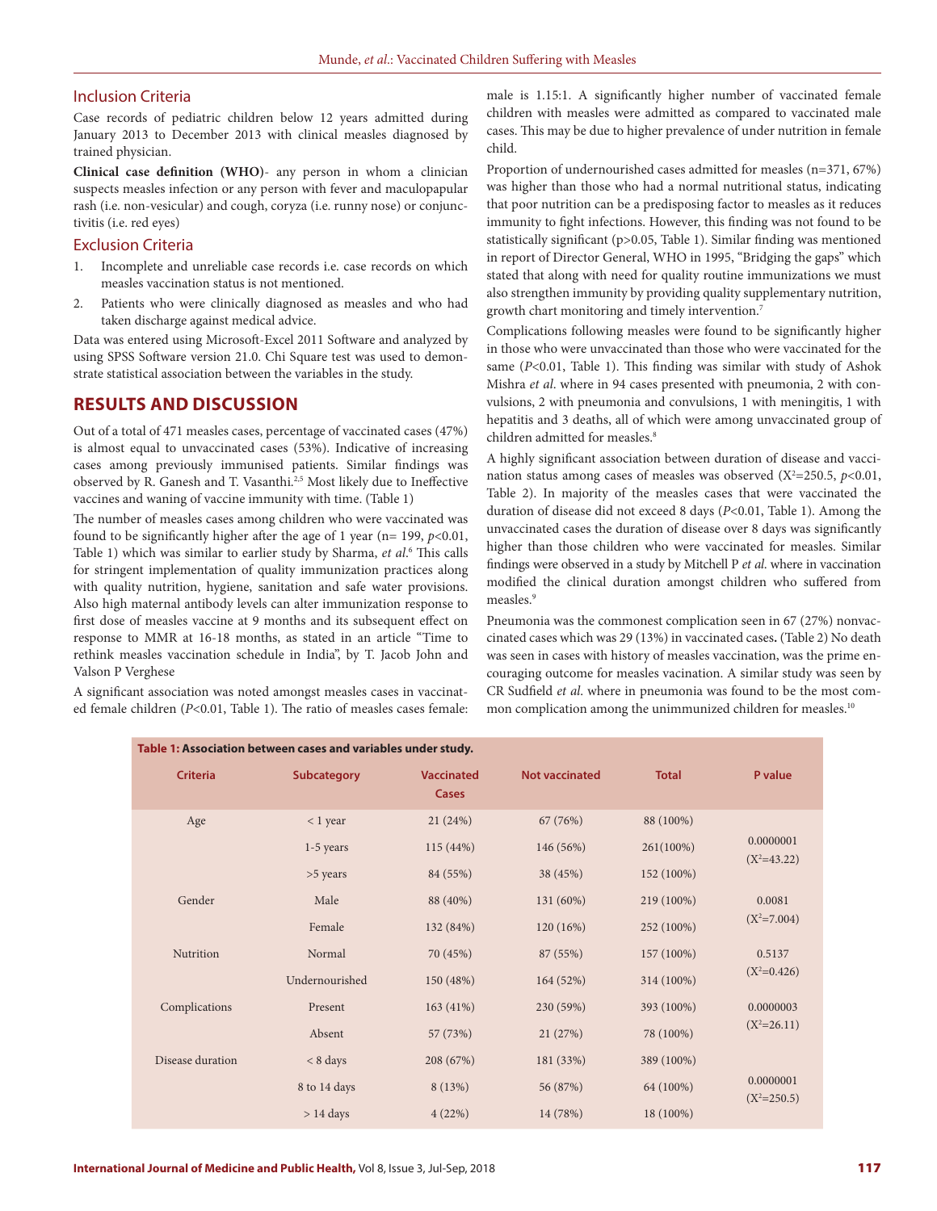## Inclusion Criteria

Case records of pediatric children below 12 years admitted during January 2013 to December 2013 with clinical measles diagnosed by trained physician.

**Clinical case definition (WHO)**- any person in whom a clinician suspects measles infection or any person with fever and maculopapular rash (i.e. non-vesicular) and cough, coryza (i.e. runny nose) or conjunctivitis (i.e. red eyes)

## Exclusion Criteria

1. Incomplete and unreliable case records i.e. case records on which measles vaccination status is not mentioned.
2. Patients who were clinically diagnosed as measles and who had taken discharge against medical advice.

Data was entered using Microsoft-Excel 2011 Software and analyzed by using SPSS Software version 21.0. Chi Square test was used to demonstrate statistical association between the variables in the study.

# RESULTS AND DISCUSSION

Out of a total of 471 measles cases, percentage of vaccinated cases (47%) is almost equal to unvaccinated cases (53%). Indicative of increasing cases among previously immunised patients. Similar findings was observed by R. Ganesh and T. Vasanthi.[2,5] Most likely due to Ineffective vaccines and waning of vaccine immunity with time. (Table 1)

The number of measles cases among children who were vaccinated was found to be significantly higher after the age of 1 year (n= 199, $p$<0.01, Table 1) which was similar to earlier study by Sharma, *et al*.[6] This calls for stringent implementation of quality immunization practices along with quality nutrition, hygiene, sanitation and safe water provisions. Also high maternal antibody levels can alter immunization response to first dose of measles vaccine at 9 months and its subsequent effect on response to MMR at 16-18 months, as stated in an article "Time to rethink measles vaccination schedule in India", by T. Jacob John and Valson P Verghese

A significant association was noted amongst measles cases in vaccinated female children ($P$<0.01, Table 1). The ratio of measles cases female: male is 1.15:1. A significantly higher number of vaccinated female children with measles were admitted as compared to vaccinated male cases. This may be due to higher prevalence of under nutrition in female child.

Proportion of undernourished cases admitted for measles (n=371, 67%) was higher than those who had a normal nutritional status, indicating that poor nutrition can be a predisposing factor to measles as it reduces immunity to fight infections. However, this finding was not found to be statistically significant (p>0.05, Table 1). Similar finding was mentioned in report of Director General, WHO in 1995, "Bridging the gaps" which stated that along with need for quality routine immunizations we must also strengthen immunity by providing quality supplementary nutrition, growth chart monitoring and timely intervention.[7]

Complications following measles were found to be significantly higher in those who were unvaccinated than those who were vaccinated for the same ($P$<0.01, Table 1). This finding was similar with study of Ashok Mishra *et al*. where in 94 cases presented with pneumonia, 2 with convulsions, 2 with pneumonia and convulsions, 1 with meningitis, 1 with hepatitis and 3 deaths, all of which were among unvaccinated group of children admitted for measles.[8]

A highly significant association between duration of disease and vaccination status among cases of measles was observed ($X^2$=250.5, $p$<0.01, Table 2). In majority of the measles cases that were vaccinated the duration of disease did not exceed 8 days ($P$<0.01, Table 1). Among the unvaccinated cases the duration of disease over 8 days was significantly higher than those children who were vaccinated for measles. Similar findings were observed in a study by Mitchell P *et al*. where in vaccination modified the clinical duration amongst children who suffered from measles.[9]

Pneumonia was the commonest complication seen in 67 (27%) nonvaccinated cases which was 29 (13%) in vaccinated cases**.** (Table 2) No death was seen in cases with history of measles vaccination, was the prime encouraging outcome for measles vaccination. A similar study was seen by CR Sudfield *et al*. where in pneumonia was found to be the most common complication among the unimmunized children for measles.[10]

**Table 1: Association between cases and variables under study.**

| Criteria | Subcategory | Vaccinated Cases | Not vaccinated | Total | P value |
|---|---|---|---|---|---|
| Age | < 1 year | 21 (24%) | 67 (76%) | 88 (100%) | 0.0000001 ($X^2$=43.22) |
| | 1-5 years | 115 (44%) | 146 (56%) | 261(100%) | |
| | >5 years | 84 (55%) | 38 (45%) | 152 (100%) | |
| Gender | Male | 88 (40%) | 131 (60%) | 219 (100%) | 0.0081 ($X^2$=7.004) |
| | Female | 132 (84%) | 120 (16%) | 252 (100%) | |
| Nutrition | Normal | 70 (45%) | 87 (55%) | 157 (100%) | 0.5137 ($X^2$=0.426) |
| | Undernourished | 150 (48%) | 164 (52%) | 314 (100%) | |
| Complications | Present | 163 (41%) | 230 (59%) | 393 (100%) | 0.0000003 ($X^2$=26.11) |
| | Absent | 57 (73%) | 21 (27%) | 78 (100%) | |
| Disease duration | < 8 days | 208 (67%) | 181 (33%) | 389 (100%) | 0.0000001 ($X^2$=250.5) |
| | 8 to 14 days | 8 (13%) | 56 (87%) | 64 (100%) | |
| | > 14 days | 4 (22%) | 14 (78%) | 18 (100%) | |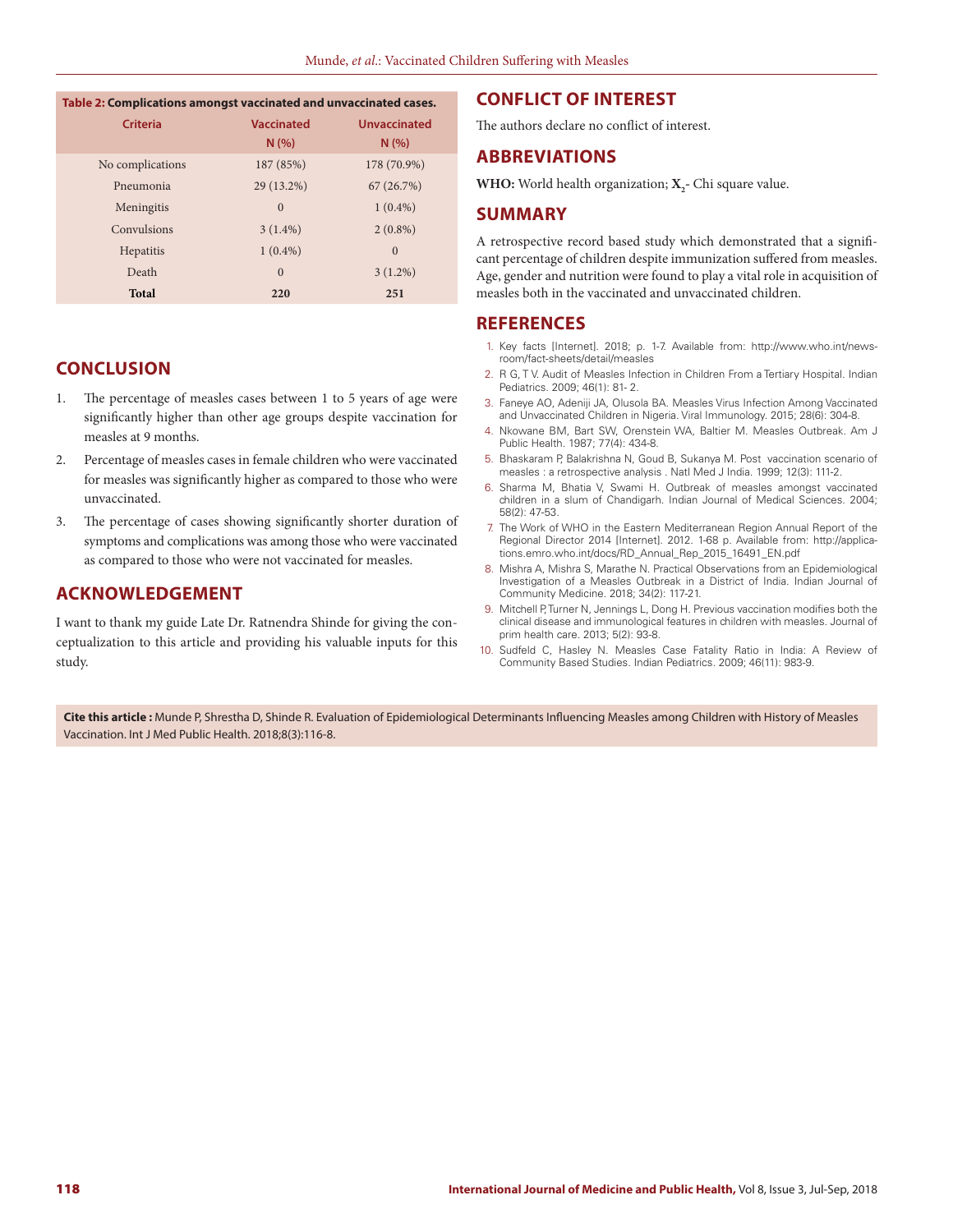**Table 2: Complications amongst vaccinated and unvaccinated cases.**

| Criteria | Vaccinated N (%) | Unvaccinated N (%) |
|---|---|---|
| No complications | 187 (85%) | 178 (70.9%) |
| Pneumonia | 29 (13.2%) | 67 (26.7%) |
| Meningitis | 0 | 1 (0.4%) |
| Convulsions | 3 (1.4%) | 2 (0.8%) |
| Hepatitis | 1 (0.4%) | 0 |
| Death | 0 | 3 (1.2%) |
| **Total** | **220** | **251** |

## CONCLUSION

1. The percentage of measles cases between 1 to 5 years of age were significantly higher than other age groups despite vaccination for measles at 9 months.
2. Percentage of measles cases in female children who were vaccinated for measles was significantly higher as compared to those who were unvaccinated.
3. The percentage of cases showing significantly shorter duration of symptoms and complications was among those who were vaccinated as compared to those who were not vaccinated for measles.

## ACKNOWLEDGEMENT

I want to thank my guide Late Dr. Ratnendra Shinde for giving the conceptualization to this article and providing his valuable inputs for this study.

## CONFLICT OF INTEREST

The authors declare no conflict of interest.

## ABBREVIATIONS

**WHO:** World health organization; $\mathbf{X_2}$- Chi square value.

## SUMMARY

A retrospective record based study which demonstrated that a significant percentage of children despite immunization suffered from measles. Age, gender and nutrition were found to play a vital role in acquisition of measles both in the vaccinated and unvaccinated children.

## REFERENCES

1. Key facts [Internet]. 2018; p. 1-7. Available from: http://www.who.int/news-room/fact-sheets/detail/measles
2. R G, T V. Audit of Measles Infection in Children From a Tertiary Hospital. Indian Pediatrics. 2009; 46(1): 81- 2.
3. Faneye AO, Adeniji JA, Olusola BA. Measles Virus Infection Among Vaccinated and Unvaccinated Children in Nigeria. Viral Immunology. 2015; 28(6): 304-8.
4. Nkowane BM, Bart SW, Orenstein WA, Baltier M. Measles Outbreak. Am J Public Health. 1987; 77(4): 434-8.
5. Bhaskaram P, Balakrishna N, Goud B, Sukanya M. Post vaccination scenario of measles : a retrospective analysis . Natl Med J India. 1999; 12(3): 111-2.
6. Sharma M, Bhatia V, Swami H. Outbreak of measles amongst vaccinated children in a slum of Chandigarh. Indian Journal of Medical Sciences. 2004; 58(2): 47-53.
7. The Work of WHO in the Eastern Mediterranean Region Annual Report of the Regional Director 2014 [Internet]. 2012. 1-68 p. Available from: http://applications.emro.who.int/docs/RD_Annual_Rep_2015_16491_EN.pdf
8. Mishra A, Mishra S, Marathe N. Practical Observations from an Epidemiological Investigation of a Measles Outbreak in a District of India. Indian Journal of Community Medicine. 2018; 34(2): 117-21.
9. Mitchell P, Turner N, Jennings L, Dong H. Previous vaccination modifies both the clinical disease and immunological features in children with measles. Journal of prim health care. 2013; 5(2): 93-8.
10. Sudfeld C, Hasley N. Measles Case Fatality Ratio in India: A Review of Community Based Studies. Indian Pediatrics. 2009; 46(11): 983-9.

**Cite this article :** Munde P, Shrestha D, Shinde R. Evaluation of Epidemiological Determinants Influencing Measles among Children with History of Measles Vaccination. Int J Med Public Health. 2018;8(3):116-8.